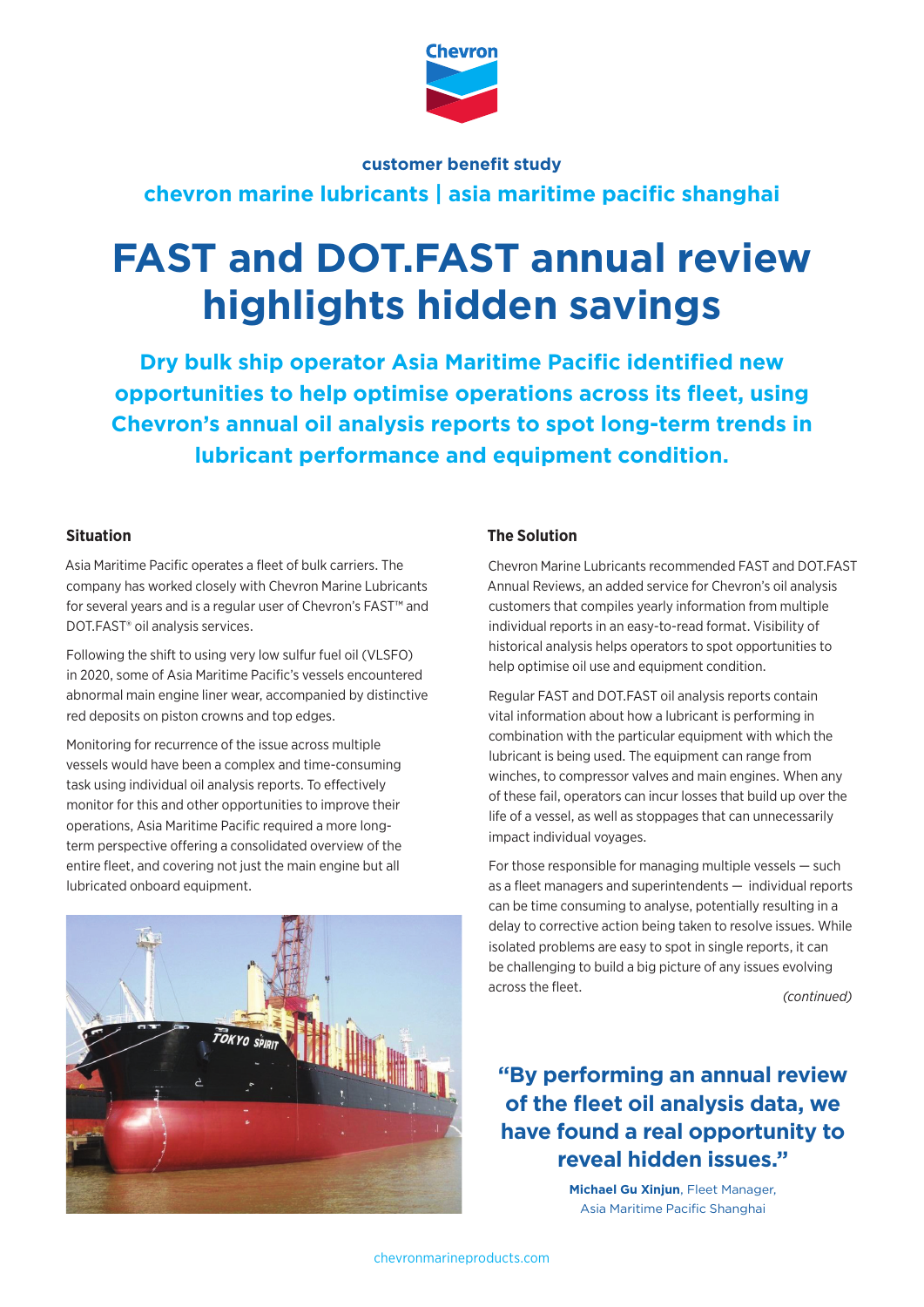customer benefit study

chevron marine lubricants | asia maritime pacific shanghai

# FAST and DOT.FAST annual review highlights hidden savings

**Dry bulk ship operator Asia Maritime Pacific identified new opportunities to help optimise operations across its fleet, using Chevron's annual oil analysis reports to spot long-term trends in lubricant performance and equipment condition.**

### Situation

Asia Maritime Pacific operates a fleet of bulk carriers. The company has worked closely with Chevron Marine Lubricants for several years and is a regular user of Chevron's FAST™ and DOT.FAST® oil analysis services.

Following the shift to using very low sulfur fuel oil (VLSFO) in 2020, some of Asia Maritime Pacific's vessels encountered abnormal main engine liner wear, accompanied by distinctive red deposits on piston crowns and top edges.

Monitoring for recurrence of the issue across multiple vessels would have been a complex and time-consuming task using individual oil analysis reports. To effectively monitor for this and other opportunities to improve their operations, Asia Maritime Pacific required a more long-term perspective offering a consolidated overview of the entire fleet, and covering not just the main engine but all lubricated onboard equipment.

### The Solution

Chevron Marine Lubricants recommended FAST and DOT.FAST Annual Reviews, an added service for Chevron's oil analysis customers that compiles yearly information from multiple individual reports in an easy-to-read format. Visibility of historical analysis helps operators to spot opportunities to help optimise oil use and equipment condition.

Regular FAST and DOT.FAST oil analysis reports contain vital information about how a lubricant is performing in combination with the particular equipment with which the lubricant is being used. The equipment can range from winches, to compressor valves and main engines. When any of these fail, operators can incur losses that build up over the life of a vessel, as well as stoppages that can unnecessarily impact individual voyages.

For those responsible for managing multiple vessels — such as a fleet managers and superintendents — individual reports can be time consuming to analyse, potentially resulting in a delay to corrective action being taken to resolve issues. While isolated problems are easy to spot in single reports, it can be challenging to build a big picture of any issues evolving across the fleet.

*(continued)*

**"By performing an annual review of the fleet oil analysis data, we have found a real opportunity to reveal hidden issues."**

**Michael Gu Xinjun**, Fleet Manager, Asia Maritime Pacific Shanghai

chevronmarineproducts.com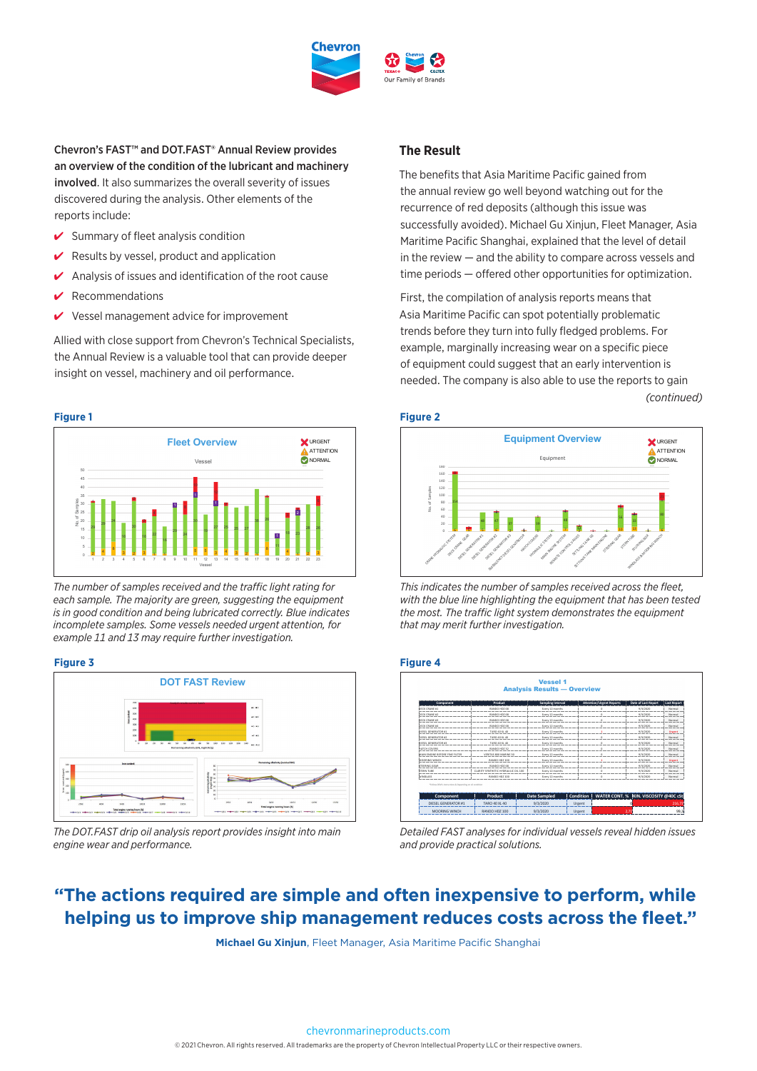**Chevron's FAST™ and DOT.FAST® Annual Review provides an overview of the condition of the lubricant and machinery involved**. It also summarizes the overall severity of issues discovered during the analysis. Other elements of the reports include:

- Summary of fleet analysis condition
- Results by vessel, product and application
- Analysis of issues and identification of the root cause
- Recommendations
- Vessel management advice for improvement

Allied with close support from Chevron's Technical Specialists, the Annual Review is a valuable tool that can provide deeper insight on vessel, machinery and oil performance.

## The Result

The benefits that Asia Maritime Pacific gained from the annual review go well beyond watching out for the recurrence of red deposits (although this issue was successfully avoided). Michael Gu Xinjun, Fleet Manager, Asia Maritime Pacific Shanghai, explained that the level of detail in the review — and the ability to compare across vessels and time periods — offered other opportunities for optimization.

First, the compilation of analysis reports means that Asia Maritime Pacific can spot potentially problematic trends before they turn into fully fledged problems. For example, marginally increasing wear on a specific piece of equipment could suggest that an early intervention is needed. The company is also able to use the reports to gain

*(continued)*

**Figure 1**

*The number of samples received and the traffic light rating for each sample. The majority are green, suggesting the equipment is in good condition and being lubricated correctly. Blue indicates incomplete samples. Some vessels needed urgent attention, for example 11 and 13 may require further investigation.*

**Figure 2**

*This indicates the number of samples received across the fleet, with the blue line highlighting the equipment that has been tested the most. The traffic light system demonstrates the equipment that may merit further investigation.*

**Figure 3**

*The DOT.FAST drip oil analysis report provides insight into main engine wear and performance.*

**Figure 4**

*Detailed FAST analyses for individual vessels reveal hidden issues and provide practical solutions.*

## "The actions required are simple and often inexpensive to perform, while helping us to improve ship management reduces costs across the fleet."

**Michael Gu Xinjun**, Fleet Manager, Asia Maritime Pacific Shanghai

chevronmarineproducts.com

© 2021 Chevron. All rights reserved. All trademarks are the property of Chevron Intellectual Property LLC or their respective owners.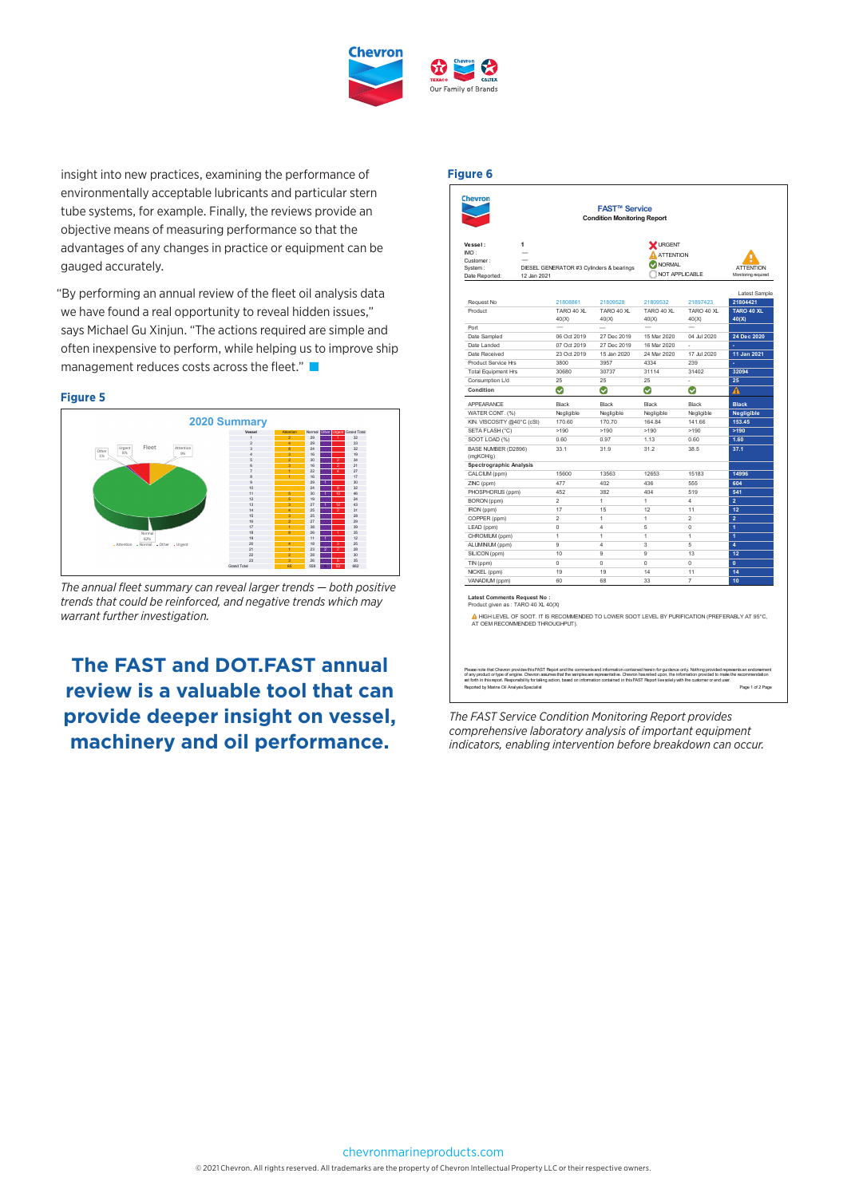insight into new practices, examining the performance of environmentally acceptable lubricants and particular stern tube systems, for example. Finally, the reviews provide an objective means of measuring performance so that the advantages of any changes in practice or equipment can be gauged accurately.

"By performing an annual review of the fleet oil analysis data we have found a real opportunity to reveal hidden issues," says Michael Gu Xinjun. "The actions required are simple and often inexpensive to perform, while helping us to improve ship management reduces costs across the fleet."

**Figure 5**

2020 Summary

*The annual fleet summary can reveal larger trends — both positive trends that could be reinforced, and negative trends which may warrant further investigation.*

## The FAST and DOT.FAST annual review is a valuable tool that can provide deeper insight on vessel, machinery and oil performance.

**Figure 6**

FAST™ Service
Condition Monitoring Report

Vessel : 1
IMO : —
Customer : —
System : DIESEL GENERATOR #3 Cylinders & bearings
Date Reported: 12 Jan 2021

URGENT
ATTENTION
NORMAL
NOT APPLICABLE

ATTENTION
Monitoring required

| | | | | | Latest Sample |
|---|---|---|---|---|---|
| Request No | 21808861 | 21809528 | 21809532 | 21897423 | 21804421 |
| Product | TARO 40 XL 40(X) | TARO 40 XL 40(X) | TARO 40 XL 40(X) | TARO 40 XL 40(X) | TARO 40 XL 40(X) |
| Port | — | — | — | — | |
| Date Sampled | 06 Oct 2019 | 27 Dec 2019 | 15 Mar 2020 | 04 Jul 2020 | 24 Dec 2020 |
| Date Landed | 07 Oct 2019 | 27 Dec 2019 | 16 Mar 2020 | - | - |
| Date Received | 23 Oct 2019 | 15 Jan 2020 | 24 Mar 2020 | 17 Jul 2020 | 11 Jan 2021 |
| Product Service Hrs | 3800 | 3957 | 4334 | 239 | - |
| Total Equipment Hrs | 30680 | 30737 | 31114 | 31402 | 32094 |
| Consumption L/d | 25 | 25 | 25 | - | 25 |
| Condition | | | | | |
| APPEARANCE | Black | Black | Black | Black | Black |
| WATER CONT. (%) | Negligible | Negligible | Negligible | Negligible | Negligible |
| KIN. VISCOSITY @40°C (cSt) | 170.60 | 170.70 | 164.84 | 141.66 | 153.45 |
| SETA FLASH (°C) | >190 | >190 | >190 | >190 | >190 |
| SOOT LOAD (%) | 0.60 | 0.97 | 1.13 | 0.60 | 1.60 |
| BASE NUMBER (D2896) (mgKOH/g) | 33.1 | 31.9 | 31.2 | 38.5 | 37.1 |
| Spectrographic Analysis | | | | | |
| CALCIUM (ppm) | 15600 | 13563 | 12653 | 15183 | 14996 |
| ZINC (ppm) | 477 | 402 | 436 | 555 | 604 |
| PHOSPHORUS (ppm) | 452 | 382 | 404 | 519 | 541 |
| BORON (ppm) | 2 | 1 | 1 | 4 | 2 |
| IRON (ppm) | 17 | 15 | 12 | 11 | 12 |
| COPPER (ppm) | 2 | 1 | 1 | 2 | 2 |
| LEAD (ppm) | 0 | 4 | 5 | 0 | 1 |
| CHROMIUM (ppm) | 1 | 1 | 1 | 1 | 1 |
| ALUMINIUM (ppm) | 9 | 4 | 3 | 5 | 4 |
| SILICON (ppm) | 10 | 9 | 9 | 13 | 12 |
| TIN (ppm) | 0 | 0 | 0 | 0 | 0 |
| NICKEL (ppm) | 19 | 19 | 14 | 11 | 14 |
| VANADIUM (ppm) | 60 | 68 | 33 | 7 | 10 |

**Latest Comments Request No :**
Product given as : TARO 40 XL 40(X)

HIGH LEVEL OF SOOT. IT IS RECOMMENDED TO LOWER SOOT LEVEL BY PURIFICATION (PREFERABLY AT 95°C, AT OEM RECOMMENDED THROUGHPUT).

*The FAST Service Condition Monitoring Report provides comprehensive laboratory analysis of important equipment indicators, enabling intervention before breakdown can occur.*

chevronmarineproducts.com

© 2021 Chevron. All rights reserved. All trademarks are the property of Chevron Intellectual Property LLC or their respective owners.